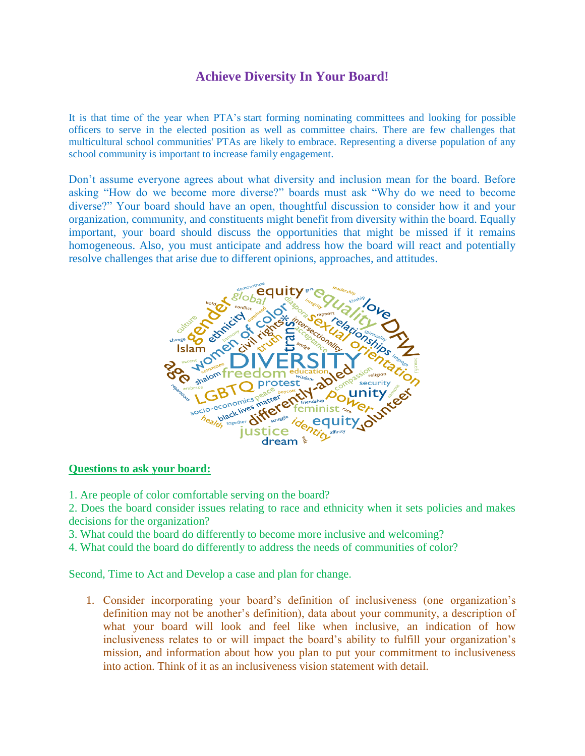# Achieve Diversity In Your Board!

It is that time of the year when PTA's start forming nominating committees and looking for possible officers to serve in the elected position as well as committee chairs. There are few challenges that multicultural school communities' PTAs are likely to embrace. Representing a diverse population of any school community is important to increase family engagement.

Don't assume everyone agrees about what diversity and inclusion mean for the board. Before asking "How do we become more diverse?" boards must ask "Why do we need to become diverse?" Your board should have an open, thoughtful discussion to consider how it and your organization, community, and constituents might benefit from diversity within the board. Equally important, your board should discuss the opportunities that might be missed if it remains homogeneous. Also, you must anticipate and address how the board will react and potentially resolve challenges that arise due to different opinions, approaches, and attitudes.

**Questions to ask your board:**

1. Are people of color comfortable serving on the board?
2. Does the board consider issues relating to race and ethnicity when it sets policies and makes decisions for the organization?
3. What could the board do differently to become more inclusive and welcoming?
4. What could the board do differently to address the needs of communities of color?

Second, Time to Act and Develop a case and plan for change.

1. Consider incorporating your board's definition of inclusiveness (one organization's definition may not be another's definition), data about your community, a description of what your board will look and feel like when inclusive, an indication of how inclusiveness relates to or will impact the board's ability to fulfill your organization's mission, and information about how you plan to put your commitment to inclusiveness into action. Think of it as an inclusiveness vision statement with detail.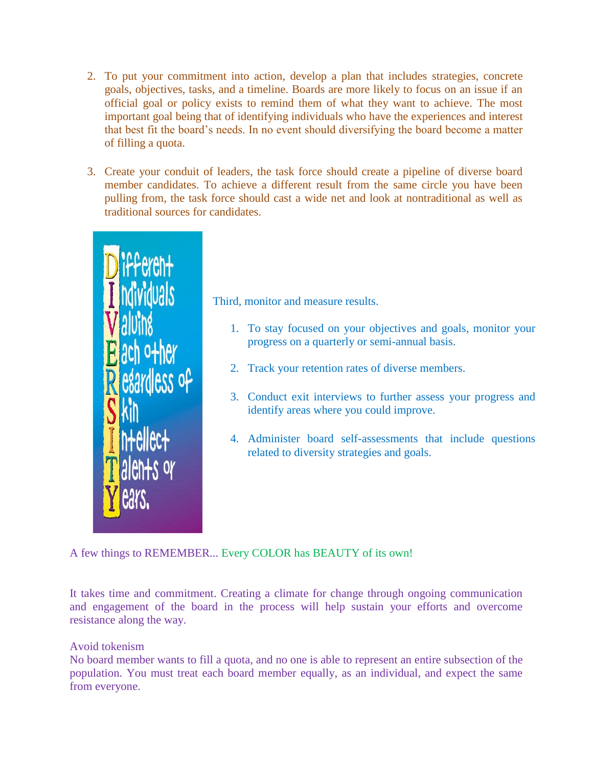2. To put your commitment into action, develop a plan that includes strategies, concrete goals, objectives, tasks, and a timeline. Boards are more likely to focus on an issue if an official goal or policy exists to remind them of what they want to achieve. The most important goal being that of identifying individuals who have the experiences and interest that best fit the board's needs. In no event should diversifying the board become a matter of filling a quota.

3. Create your conduit of leaders, the task force should create a pipeline of diverse board member candidates. To achieve a different result from the same circle you have been pulling from, the task force should cast a wide net and look at nontraditional as well as traditional sources for candidates.

**D**ifferent
**I**ndividuals
**V**aluing
**E**ach other
**R**egardless of
**S**kin
**I**ntellect
**T**alents or
**Y**ears.

Third, monitor and measure results.

1. To stay focused on your objectives and goals, monitor your progress on a quarterly or semi-annual basis.

2. Track your retention rates of diverse members.

3. Conduct exit interviews to further assess your progress and identify areas where you could improve.

4. Administer board self-assessments that include questions related to diversity strategies and goals.

A few things to REMEMBER... Every COLOR has BEAUTY of its own!

It takes time and commitment. Creating a climate for change through ongoing communication and engagement of the board in the process will help sustain your efforts and overcome resistance along the way.

Avoid tokenism
No board member wants to fill a quota, and no one is able to represent an entire subsection of the population. You must treat each board member equally, as an individual, and expect the same from everyone.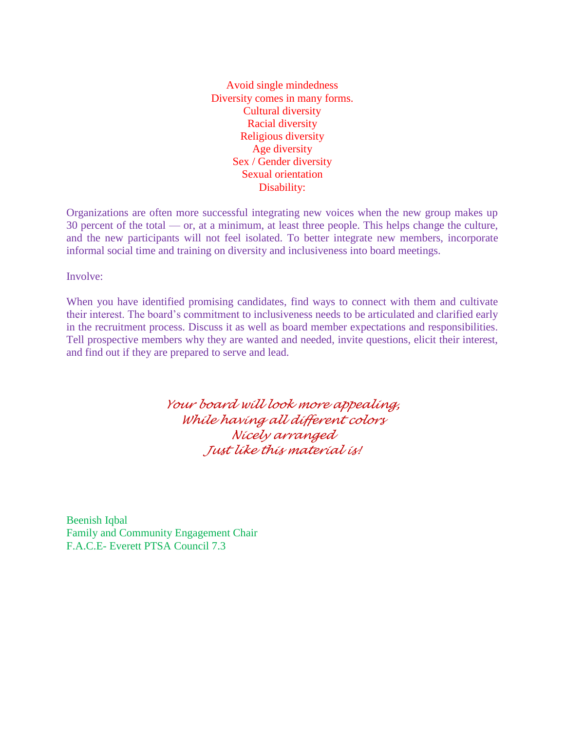Avoid single mindedness
Diversity comes in many forms.
Cultural diversity
Racial diversity
Religious diversity
Age diversity
Sex / Gender diversity
Sexual orientation
Disability:

Organizations are often more successful integrating new voices when the new group makes up 30 percent of the total — or, at a minimum, at least three people. This helps change the culture, and the new participants will not feel isolated. To better integrate new members, incorporate informal social time and training on diversity and inclusiveness into board meetings.

Involve:

When you have identified promising candidates, find ways to connect with them and cultivate their interest. The board's commitment to inclusiveness needs to be articulated and clarified early in the recruitment process. Discuss it as well as board member expectations and responsibilities. Tell prospective members why they are wanted and needed, invite questions, elicit their interest, and find out if they are prepared to serve and lead.

*Your board will look more appealing,*
*While having all different colors*
*Nicely arranged*
*Just like this material is!*

Beenish Iqbal
Family and Community Engagement Chair
F.A.C.E- Everett PTSA Council 7.3